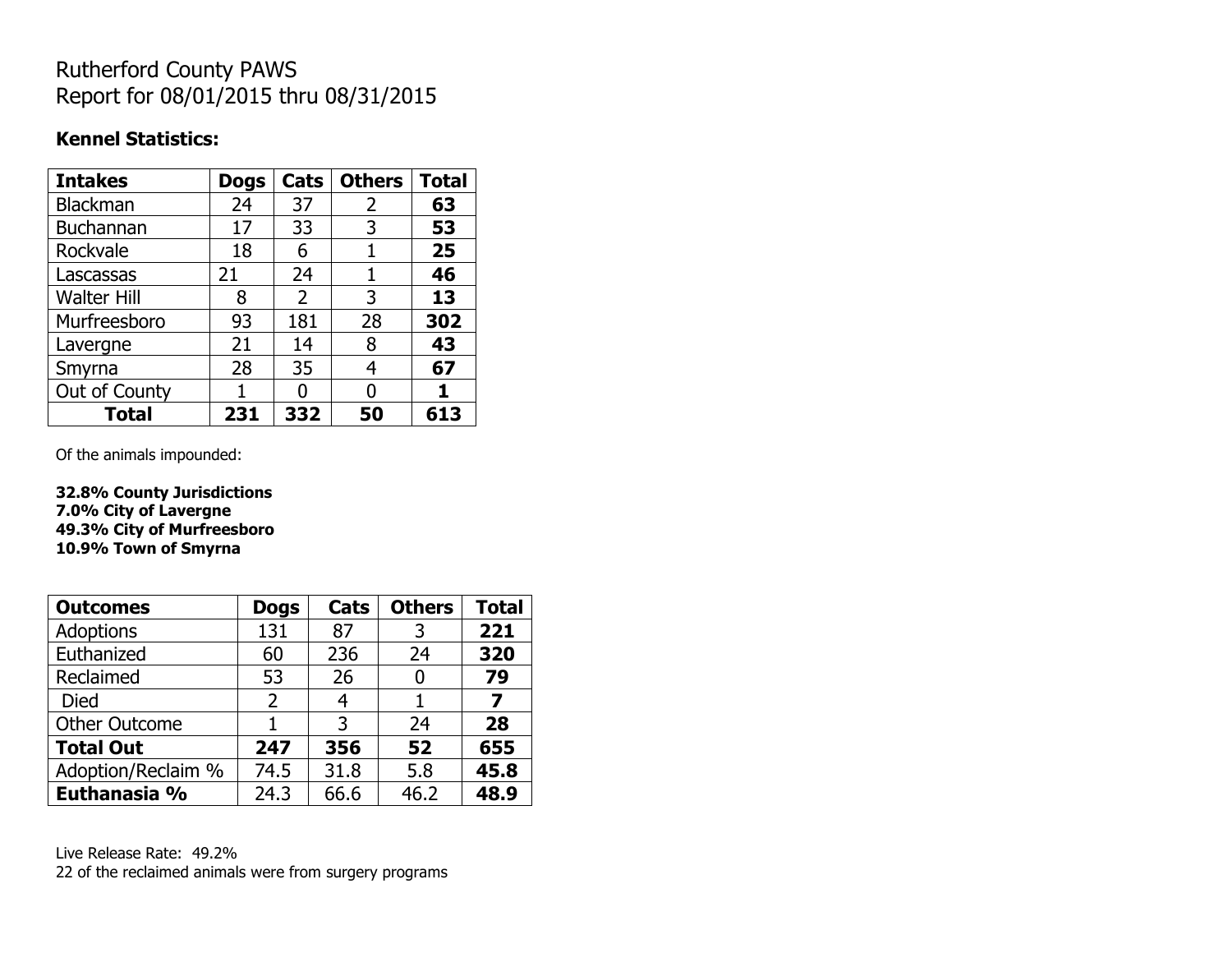# Rutherford County PAWS
# Report for 08/01/2015 thru 08/31/2015

**Kennel Statistics:**

| Intakes | Dogs | Cats | Others | Total |
|---|---|---|---|---|
| Blackman | 24 | 37 | 2 | **63** |
| Buchannan | 17 | 33 | 3 | **53** |
| Rockvale | 18 | 6 | 1 | **25** |
| Lascassas | 21 | 24 | 1 | **46** |
| Walter Hill | 8 | 2 | 3 | **13** |
| Murfreesboro | 93 | 181 | 28 | **302** |
| Lavergne | 21 | 14 | 8 | **43** |
| Smyrna | 28 | 35 | 4 | **67** |
| Out of County | 1 | 0 | 0 | **1** |
| **Total** | **231** | **332** | **50** | **613** |

Of the animals impounded:

**32.8% County Jurisdictions**
**7.0% City of Lavergne**
**49.3% City of Murfreesboro**
**10.9% Town of Smyrna**

| Outcomes | Dogs | Cats | Others | Total |
|---|---|---|---|---|
| Adoptions | 131 | 87 | 3 | **221** |
| Euthanized | 60 | 236 | 24 | **320** |
| Reclaimed | 53 | 26 | 0 | **79** |
| Died | 2 | 4 | 1 | **7** |
| Other Outcome | 1 | 3 | 24 | **28** |
| **Total Out** | **247** | **356** | **52** | **655** |
| Adoption/Reclaim % | 74.5 | 31.8 | 5.8 | **45.8** |
| **Euthanasia %** | 24.3 | 66.6 | 46.2 | **48.9** |

Live Release Rate: 49.2%
22 of the reclaimed animals were from surgery programs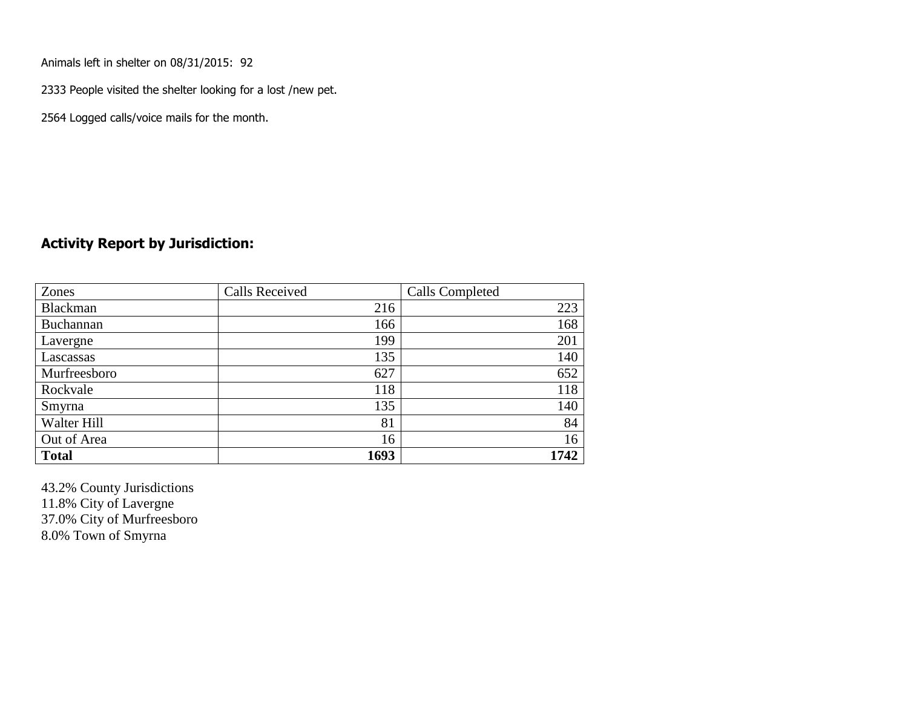Animals left in shelter on 08/31/2015: 92

2333 People visited the shelter looking for a lost /new pet.

2564 Logged calls/voice mails for the month.

## Activity Report by Jurisdiction:

| Zones | Calls Received | Calls Completed |
|---|---|---|
| Blackman | 216 | 223 |
| Buchannan | 166 | 168 |
| Lavergne | 199 | 201 |
| Lascassas | 135 | 140 |
| Murfreesboro | 627 | 652 |
| Rockvale | 118 | 118 |
| Smyrna | 135 | 140 |
| Walter Hill | 81 | 84 |
| Out of Area | 16 | 16 |
| **Total** | **1693** | **1742** |

43.2% County Jurisdictions
11.8% City of Lavergne
37.0% City of Murfreesboro
8.0% Town of Smyrna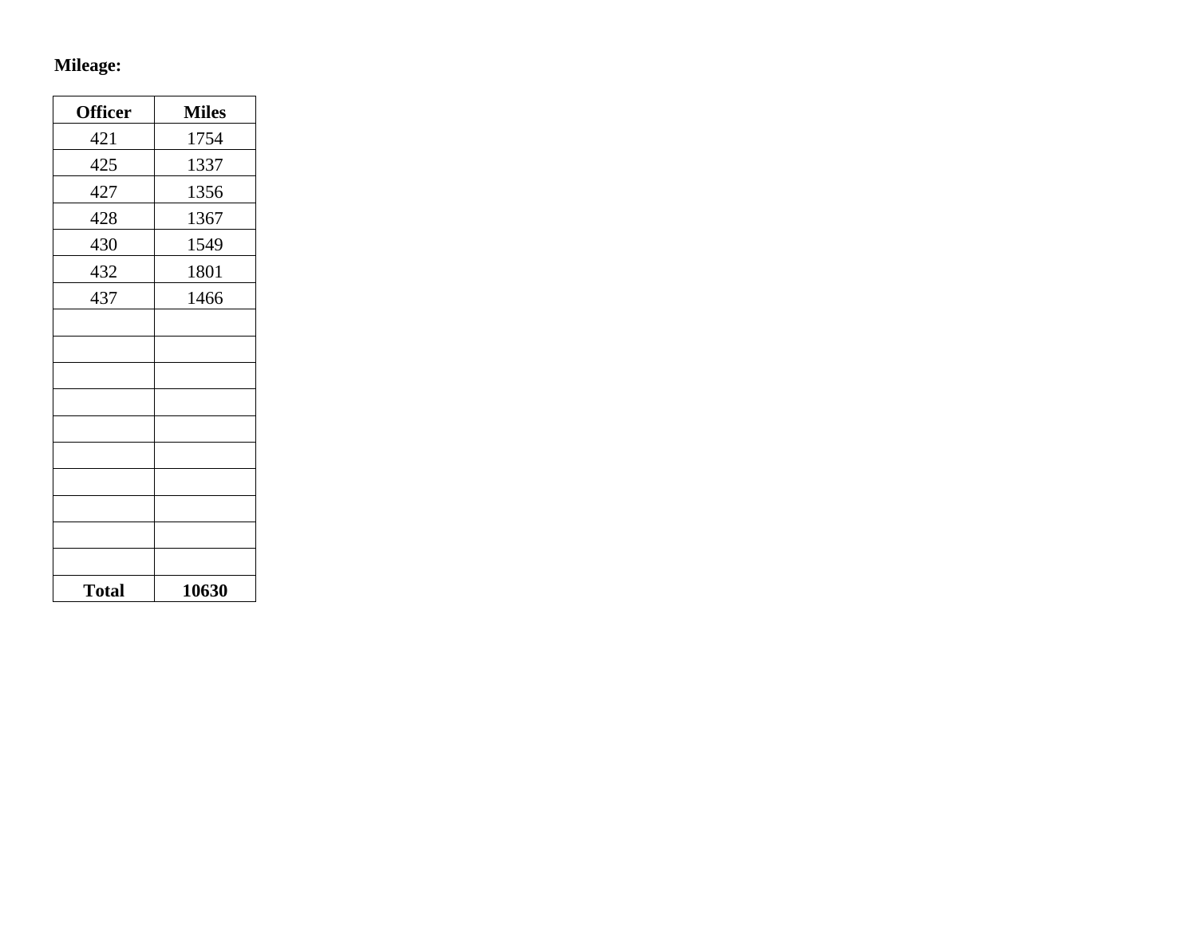**Mileage:**

| Officer | Miles |
| --- | --- |
| 421 | 1754 |
| 425 | 1337 |
| 427 | 1356 |
| 428 | 1367 |
| 430 | 1549 |
| 432 | 1801 |
| 437 | 1466 |
| | |
| | |
| | |
| | |
| | |
| | |
| | |
| | |
| | |
| | |
| **Total** | **10630** |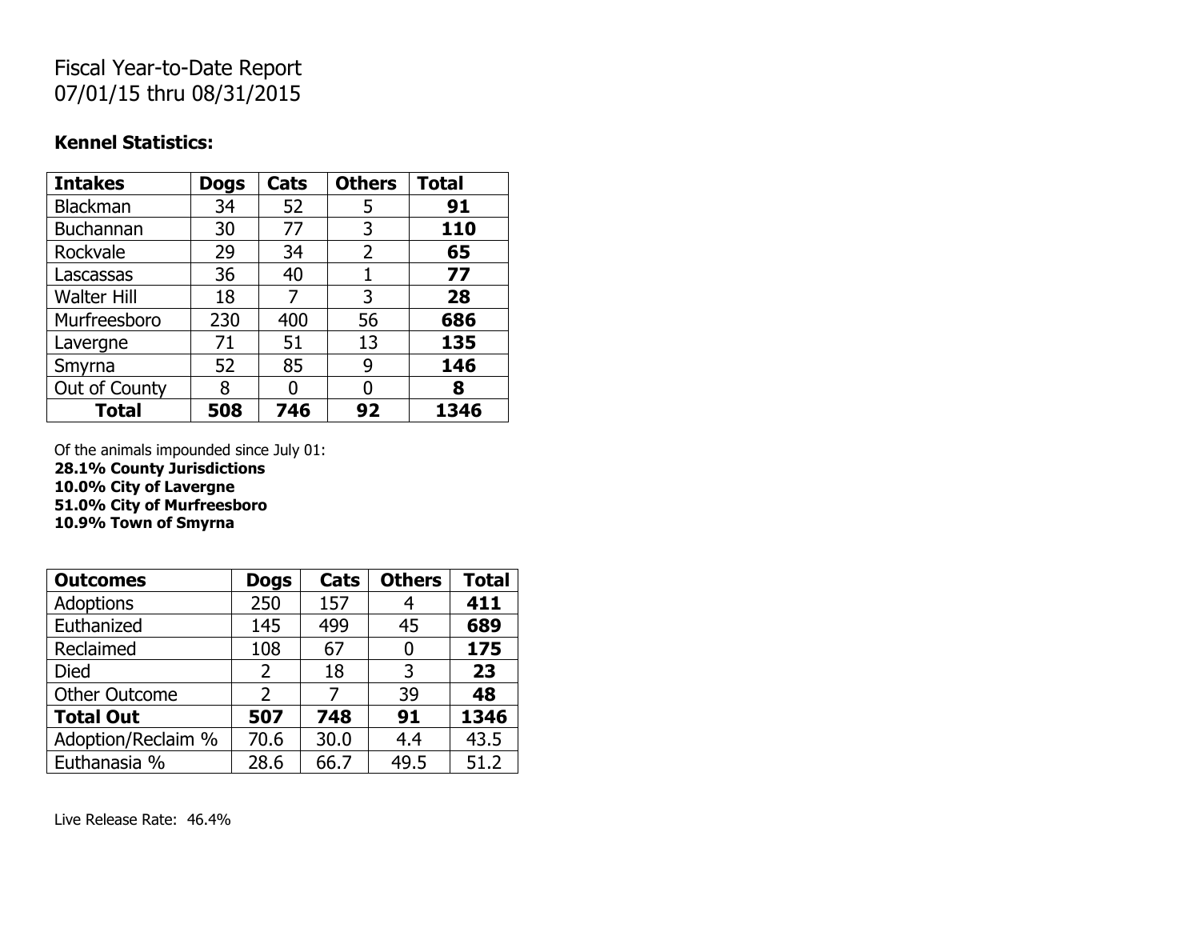# Fiscal Year-to-Date Report
07/01/15 thru 08/31/2015

**Kennel Statistics:**

| **Intakes** | **Dogs** | **Cats** | **Others** | **Total** |
|---|---|---|---|---|
| Blackman | 34 | 52 | 5 | **91** |
| Buchannan | 30 | 77 | 3 | **110** |
| Rockvale | 29 | 34 | 2 | **65** |
| Lascassas | 36 | 40 | 1 | **77** |
| Walter Hill | 18 | 7 | 3 | **28** |
| Murfreesboro | 230 | 400 | 56 | **686** |
| Lavergne | 71 | 51 | 13 | **135** |
| Smyrna | 52 | 85 | 9 | **146** |
| Out of County | 8 | 0 | 0 | **8** |
| **Total** | **508** | **746** | **92** | **1346** |

Of the animals impounded since July 01:
**28.1% County Jurisdictions**
**10.0% City of Lavergne**
**51.0% City of Murfreesboro**
**10.9% Town of Smyrna**

| **Outcomes** | **Dogs** | **Cats** | **Others** | **Total** |
|---|---|---|---|---|
| Adoptions | 250 | 157 | 4 | **411** |
| Euthanized | 145 | 499 | 45 | **689** |
| Reclaimed | 108 | 67 | 0 | **175** |
| Died | 2 | 18 | 3 | **23** |
| Other Outcome | 2 | 7 | 39 | **48** |
| **Total Out** | **507** | **748** | **91** | **1346** |
| Adoption/Reclaim % | 70.6 | 30.0 | 4.4 | 43.5 |
| Euthanasia % | 28.6 | 66.7 | 49.5 | 51.2 |

Live Release Rate: 46.4%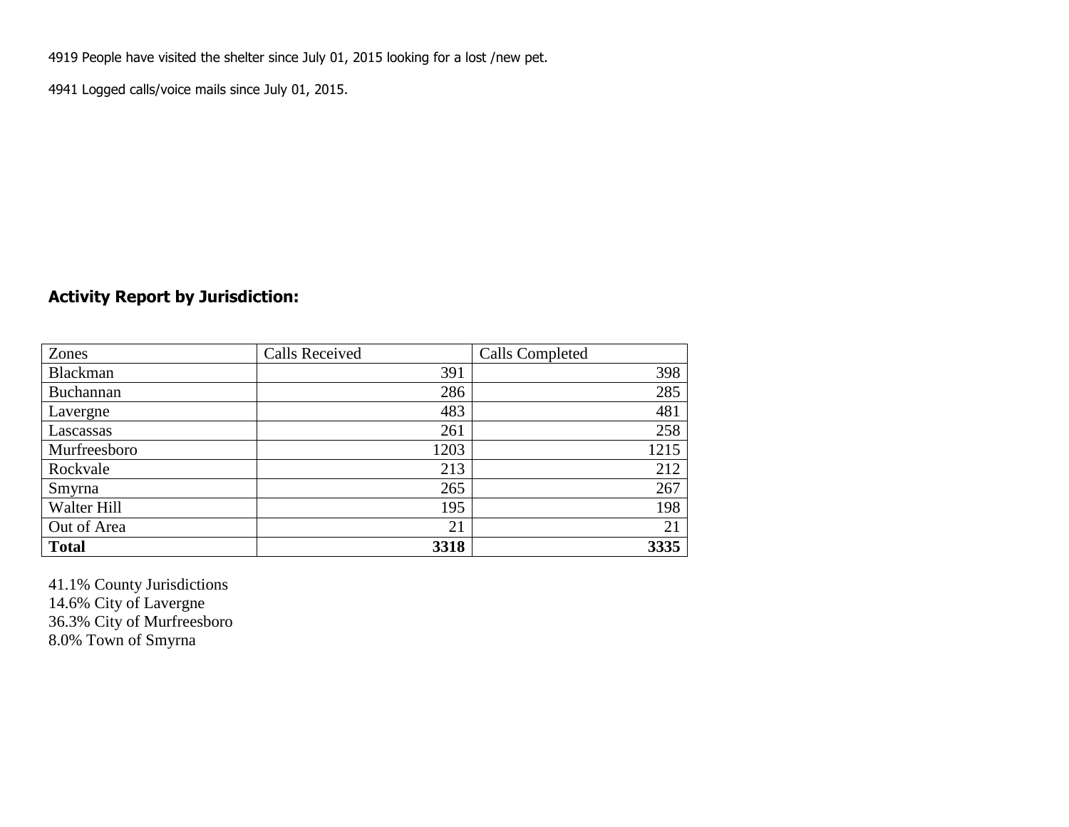4919 People have visited the shelter since July 01, 2015 looking for a lost /new pet.

4941 Logged calls/voice mails since July 01, 2015.

## Activity Report by Jurisdiction:

| Zones | Calls Received | Calls Completed |
|---|---|---|
| Blackman | 391 | 398 |
| Buchannan | 286 | 285 |
| Lavergne | 483 | 481 |
| Lascassas | 261 | 258 |
| Murfreesboro | 1203 | 1215 |
| Rockvale | 213 | 212 |
| Smyrna | 265 | 267 |
| Walter Hill | 195 | 198 |
| Out of Area | 21 | 21 |
| **Total** | **3318** | **3335** |

41.1% County Jurisdictions
14.6% City of Lavergne
36.3% City of Murfreesboro
8.0% Town of Smyrna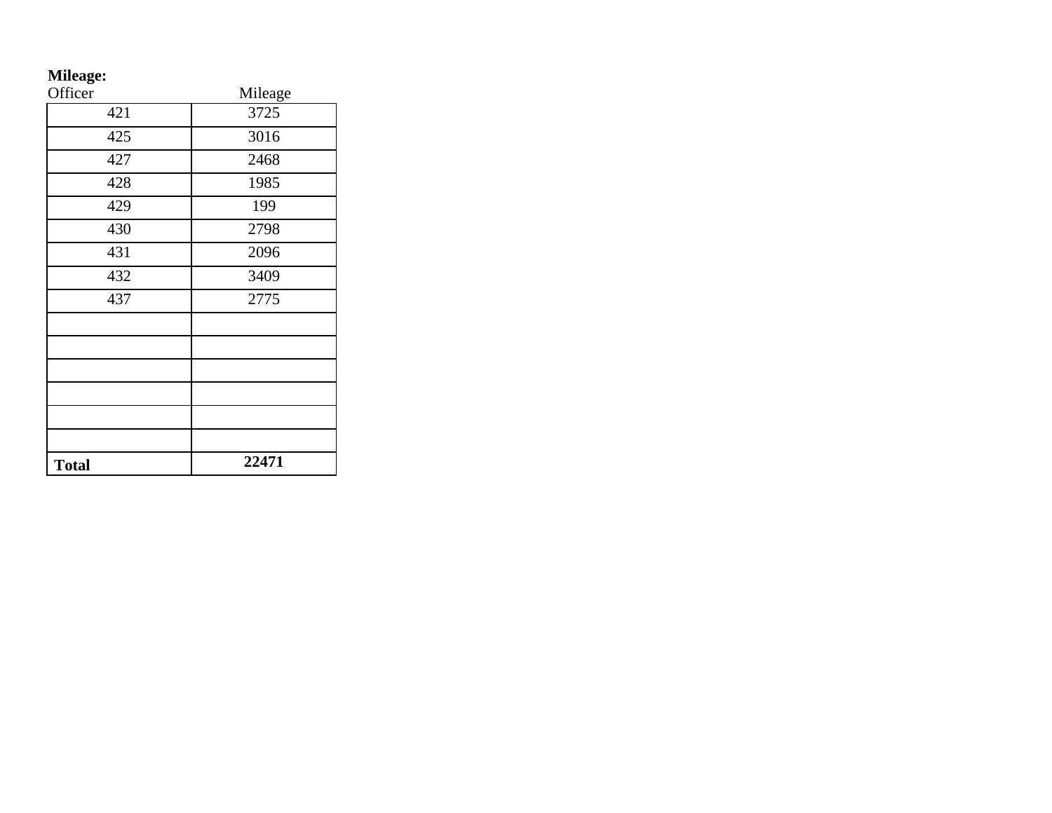**Mileage:**

| Officer | Mileage |
| --- | --- |
| 421 | 3725 |
| 425 | 3016 |
| 427 | 2468 |
| 428 | 1985 |
| 429 | 199 |
| 430 | 2798 |
| 431 | 2096 |
| 432 | 3409 |
| 437 | 2775 |
| | |
| | |
| | |
| | |
| | |
| | |
| **Total** | **22471** |